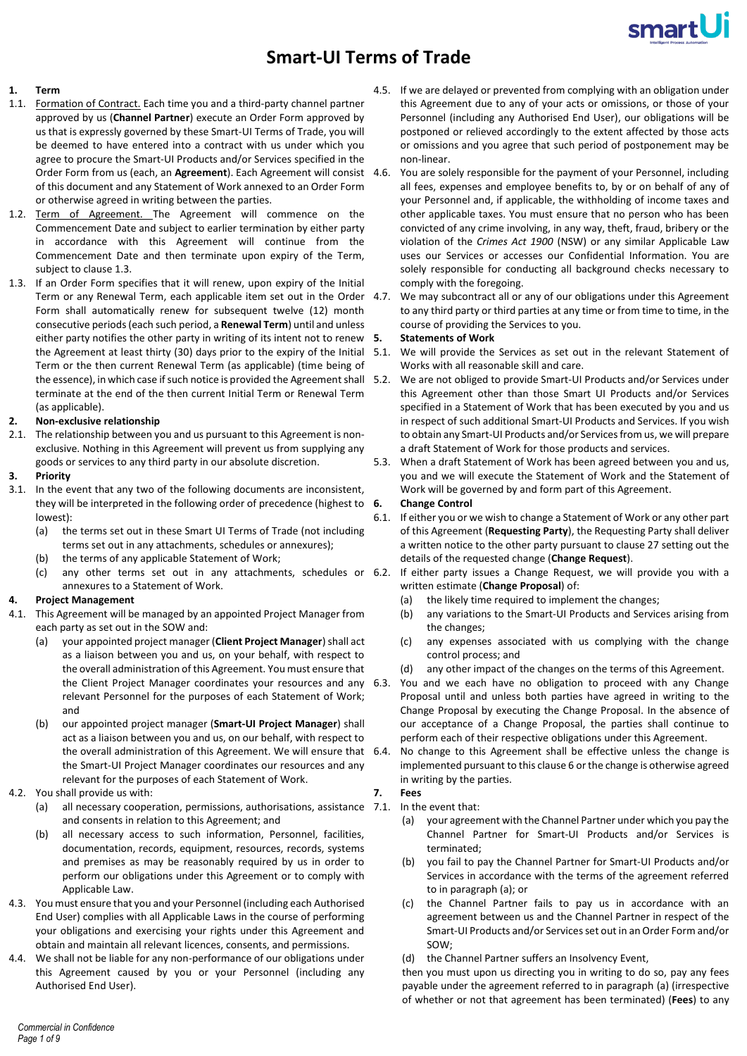# Smart-UI Terms of Trade

**1. Term**

1.1. Formation of Contract. Each time you and a third-party channel partner approved by us (**Channel Partner**) execute an Order Form approved by us that is expressly governed by these Smart-UI Terms of Trade, you will be deemed to have entered into a contract with us under which you agree to procure the Smart-UI Products and/or Services specified in the Order Form from us (each, an **Agreement**). Each Agreement will consist of this document and any Statement of Work annexed to an Order Form or otherwise agreed in writing between the parties.

1.2. Term of Agreement. The Agreement will commence on the Commencement Date and subject to earlier termination by either party in accordance with this Agreement will continue from the Commencement Date and then terminate upon expiry of the Term, subject to clause 1.3.

1.3. If an Order Form specifies that it will renew, upon expiry of the Initial Term or any Renewal Term, each applicable item set out in the Order Form shall automatically renew for subsequent twelve (12) month consecutive periods (each such period, a **Renewal Term**) until and unless either party notifies the other party in writing of its intent not to renew the Agreement at least thirty (30) days prior to the expiry of the Initial Term or the then current Renewal Term (as applicable) (time being of the essence), in which case if such notice is provided the Agreement shall terminate at the end of the then current Initial Term or Renewal Term (as applicable).

**2. Non-exclusive relationship**

2.1. The relationship between you and us pursuant to this Agreement is non-exclusive. Nothing in this Agreement will prevent us from supplying any goods or services to any third party in our absolute discretion.

**3. Priority**

3.1. In the event that any two of the following documents are inconsistent, they will be interpreted in the following order of precedence (highest to lowest):

(a) the terms set out in these Smart UI Terms of Trade (not including terms set out in any attachments, schedules or annexures);

(b) the terms of any applicable Statement of Work;

(c) any other terms set out in any attachments, schedules or annexures to a Statement of Work.

**4. Project Management**

4.1. This Agreement will be managed by an appointed Project Manager from each party as set out in the SOW and:

(a) your appointed project manager (**Client Project Manager**) shall act as a liaison between you and us, on your behalf, with respect to the overall administration of this Agreement. You must ensure that the Client Project Manager coordinates your resources and any relevant Personnel for the purposes of each Statement of Work; and

(b) our appointed project manager (**Smart-UI Project Manager**) shall act as a liaison between you and us, on our behalf, with respect to the overall administration of this Agreement. We will ensure that the Smart-UI Project Manager coordinates our resources and any relevant for the purposes of each Statement of Work.

4.2. You shall provide us with:

(a) all necessary cooperation, permissions, authorisations, assistance and consents in relation to this Agreement; and

(b) all necessary access to such information, Personnel, facilities, documentation, records, equipment, resources, records, systems and premises as may be reasonably required by us in order to perform our obligations under this Agreement or to comply with Applicable Law.

4.3. You must ensure that you and your Personnel (including each Authorised End User) complies with all Applicable Laws in the course of performing your obligations and exercising your rights under this Agreement and obtain and maintain all relevant licences, consents, and permissions.

4.4. We shall not be liable for any non-performance of our obligations under this Agreement caused by you or your Personnel (including any Authorised End User).

4.5. If we are delayed or prevented from complying with an obligation under this Agreement due to any of your acts or omissions, or those of your Personnel (including any Authorised End User), our obligations will be postponed or relieved accordingly to the extent affected by those acts or omissions and you agree that such period of postponement may be non-linear.

4.6. You are solely responsible for the payment of your Personnel, including all fees, expenses and employee benefits to, by or on behalf of any of your Personnel and, if applicable, the withholding of income taxes and other applicable taxes. You must ensure that no person who has been convicted of any crime involving, in any way, theft, fraud, bribery or the violation of the *Crimes Act 1900* (NSW) or any similar Applicable Law uses our Services or accesses our Confidential Information. You are solely responsible for conducting all background checks necessary to comply with the foregoing.

4.7. We may subcontract all or any of our obligations under this Agreement to any third party or third parties at any time or from time to time, in the course of providing the Services to you.

**5. Statements of Work**

5.1. We will provide the Services as set out in the relevant Statement of Works with all reasonable skill and care.

5.2. We are not obliged to provide Smart-UI Products and/or Services under this Agreement other than those Smart UI Products and/or Services specified in a Statement of Work that has been executed by you and us in respect of such additional Smart-UI Products and Services. If you wish to obtain any Smart-UI Products and/or Services from us, we will prepare a draft Statement of Work for those products and services.

5.3. When a draft Statement of Work has been agreed between you and us, you and we will execute the Statement of Work and the Statement of Work will be governed by and form part of this Agreement.

**6. Change Control**

6.1. If either you or we wish to change a Statement of Work or any other part of this Agreement (**Requesting Party**), the Requesting Party shall deliver a written notice to the other party pursuant to clause 27 setting out the details of the requested change (**Change Request**).

6.2. If either party issues a Change Request, we will provide you with a written estimate (**Change Proposal**) of:

(a) the likely time required to implement the changes;

(b) any variations to the Smart-UI Products and Services arising from the changes;

(c) any expenses associated with us complying with the change control process; and

(d) any other impact of the changes on the terms of this Agreement.

6.3. You and we each have no obligation to proceed with any Change Proposal until and unless both parties have agreed in writing to the Change Proposal by executing the Change Proposal. In the absence of our acceptance of a Change Proposal, the parties shall continue to perform each of their respective obligations under this Agreement.

6.4. No change to this Agreement shall be effective unless the change is implemented pursuant to this clause 6 or the change is otherwise agreed in writing by the parties.

**7. Fees**

7.1. In the event that:

(a) your agreement with the Channel Partner under which you pay the Channel Partner for Smart-UI Products and/or Services is terminated;

(b) you fail to pay the Channel Partner for Smart-UI Products and/or Services in accordance with the terms of the agreement referred to in paragraph (a); or

(c) the Channel Partner fails to pay us in accordance with an agreement between us and the Channel Partner in respect of the Smart-UI Products and/or Services set out in an Order Form and/or SOW;

(d) the Channel Partner suffers an Insolvency Event,

then you must must upon us directing you in writing to do so, pay any fees payable under the agreement referred to in paragraph (a) (irrespective of whether or not that agreement has been terminated) (**Fees**) to any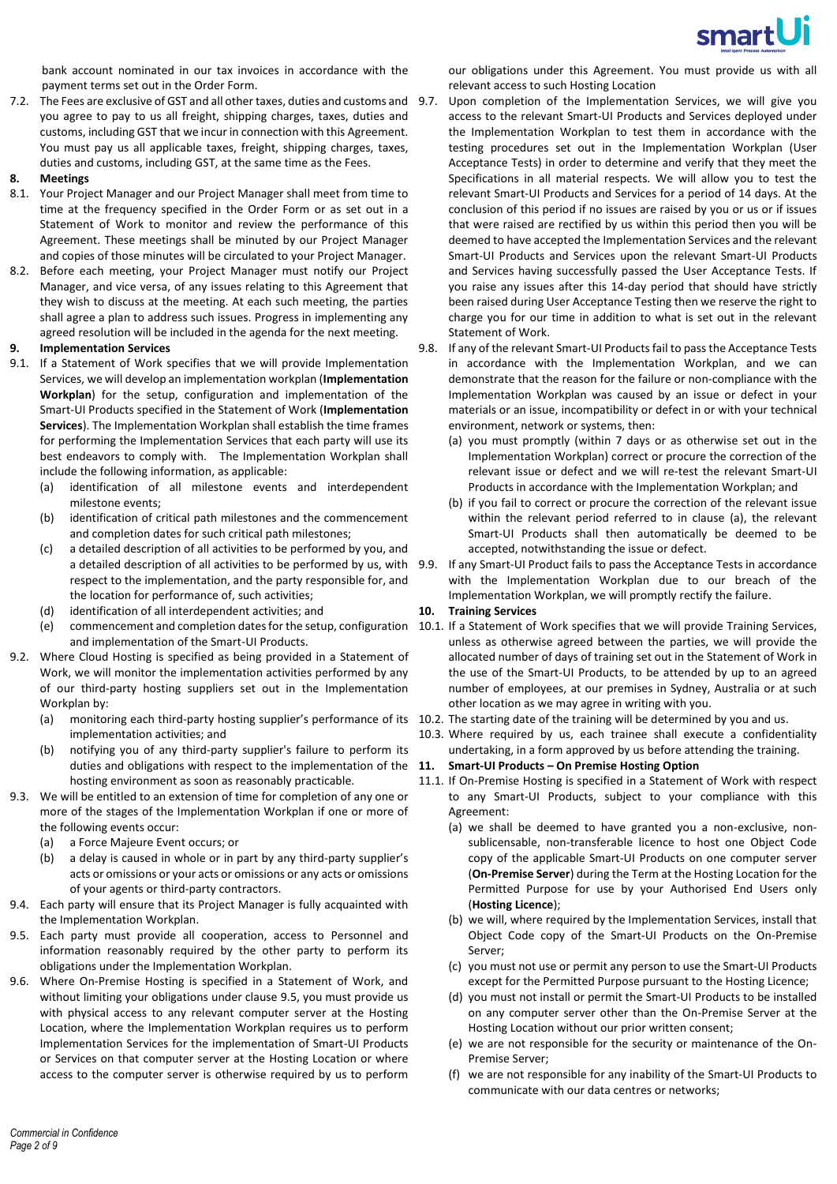bank account nominated in our tax invoices in accordance with the payment terms set out in the Order Form.

7.2. The Fees are exclusive of GST and all other taxes, duties and customs and you agree to pay to us all freight, shipping charges, taxes, duties and customs, including GST that we incur in connection with this Agreement. You must pay us all applicable taxes, freight, shipping charges, taxes, duties and customs, including GST, at the same time as the Fees.

**8. Meetings**

8.1. Your Project Manager and our Project Manager shall meet from time to time at the frequency specified in the Order Form or as set out in a Statement of Work to monitor and review the performance of this Agreement. These meetings shall be minuted by our Project Manager and copies of those minutes will be circulated to your Project Manager.

8.2. Before each meeting, your Project Manager must notify our Project Manager, and vice versa, of any issues relating to this Agreement that they wish to discuss at the meeting. At each such meeting, the parties shall agree a plan to address such issues. Progress in implementing any agreed resolution will be included in the agenda for the next meeting.

**9. Implementation Services**

9.1. If a Statement of Work specifies that we will provide Implementation Services, we will develop an implementation workplan (**Implementation Workplan**) for the setup, configuration and implementation of the Smart-UI Products specified in the Statement of Work (**Implementation Services**). The Implementation Workplan shall establish the time frames for performing the Implementation Services that each party will use its best endeavors to comply with. The Implementation Workplan shall include the following information, as applicable:

(a) identification of all milestone events and interdependent milestone events;

(b) identification of critical path milestones and the commencement and completion dates for such critical path milestones;

(c) a detailed description of all activities to be performed by you, and a detailed description of all activities to be performed by us, with respect to the implementation, and the party responsible for, and the location for performance of, such activities;

(d) identification of all interdependent activities; and

(e) commencement and completion dates for the setup, configuration and implementation of the Smart-UI Products.

9.2. Where Cloud Hosting is specified as being provided in a Statement of Work, we will monitor the implementation activities performed by any of our third-party hosting suppliers set out in the Implementation Workplan by:

(a) monitoring each third-party hosting supplier's performance of its implementation activities; and

(b) notifying you of any third-party supplier's failure to perform its duties and obligations with respect to the implementation of the hosting environment as soon as reasonably practicable.

9.3. We will be entitled to an extension of time for completion of any one or more of the stages of the Implementation Workplan if one or more of the following events occur:

(a) a Force Majeure Event occurs; or

(b) a delay is caused in whole or in part by any third-party supplier's acts or omissions or your acts or omissions or any acts or omissions of your agents or third-party contractors.

9.4. Each party will ensure that its Project Manager is fully acquainted with the Implementation Workplan.

9.5. Each party must provide all cooperation, access to Personnel and information reasonably required by the other party to perform its obligations under the Implementation Workplan.

9.6. Where On-Premise Hosting is specified in a Statement of Work, and without limiting your obligations under clause 9.5, you must provide us with physical access to any relevant computer server at the Hosting Location, where the Implementation Workplan requires us to perform Implementation Services for the implementation of Smart-UI Products or Services on that computer server at the Hosting Location or where access to the computer server is otherwise required by us to perform our obligations under this Agreement. You must provide us with all relevant access to such Hosting Location

9.7. Upon completion of the Implementation Services, we will give you access to the relevant Smart-UI Products and Services deployed under the Implementation Workplan to test them in accordance with the testing procedures set out in the Implementation Workplan (User Acceptance Tests) in order to determine and verify that they meet the Specifications in all material respects. We will allow you to test the relevant Smart-UI Products and Services for a period of 14 days. At the conclusion of this period if no issues are raised by you or us or if issues that were raised are rectified by us within this period then you will be deemed to have accepted the Implementation Services and the relevant Smart-UI Products and Services upon the relevant Smart-UI Products and Services having successfully passed the User Acceptance Tests. If you raise any issues after this 14-day period that should have strictly been raised during User Acceptance Testing then we reserve the right to charge you for our time in addition to what is set out in the relevant Statement of Work.

9.8. If any of the relevant Smart-UI Products fail to pass the Acceptance Tests in accordance with the Implementation Workplan, and we can demonstrate that the reason for the failure or non-compliance with the Implementation Workplan was caused by an issue or defect in your materials or an issue, incompatibility or defect in or with your technical environment, network or systems, then:

(a) you must promptly (within 7 days or as otherwise set out in the Implementation Workplan) correct or procure the correction of the relevant issue or defect and we will re-test the relevant Smart-UI Products in accordance with the Implementation Workplan; and

(b) if you fail to correct or procure the correction of the relevant issue within the relevant period referred to in clause (a), the relevant Smart-UI Products shall then automatically be deemed to be accepted, notwithstanding the issue or defect.

9.9. If any Smart-UI Product fails to pass the Acceptance Tests in accordance with the Implementation Workplan due to our breach of the Implementation Workplan, we will promptly rectify the failure.

**10. Training Services**

10.1. If a Statement of Work specifies that we will provide Training Services, unless as otherwise agreed between the parties, we will provide the allocated number of days of training set out in the Statement of Work in the use of the Smart-UI Products, to be attended by up to an agreed number of employees, at our premises in Sydney, Australia or at such other location as we may agree in writing with you.

10.2. The starting date of the training will be determined by you and us.

10.3. Where required by us, each trainee shall execute a confidentiality undertaking, in a form approved by us before attending the training.

**11. Smart-UI Products – On Premise Hosting Option**

11.1. If On-Premise Hosting is specified in a Statement of Work with respect to any Smart-UI Products, subject to your compliance with this Agreement:

(a) we shall be deemed to have granted you a non-exclusive, non-sublicensable, non-transferable licence to host one Object Code copy of the applicable Smart-UI Products on one computer server (**On-Premise Server**) during the Term at the Hosting Location for the Permitted Purpose for use by your Authorised End Users only (**Hosting Licence**);

(b) we will, where required by the Implementation Services, install that Object Code copy of the Smart-UI Products on the On-Premise Server;

(c) you must not use or permit any person to use the Smart-UI Products except for the Permitted Purpose pursuant to the Hosting Licence;

(d) you must not install or permit the Smart-UI Products to be installed on any computer server other than the On-Premise Server at the Hosting Location without our prior written consent;

(e) we are not responsible for the security or maintenance of the On-Premise Server;

(f) we are not responsible for any inability of the Smart-UI Products to communicate with our data centres or networks;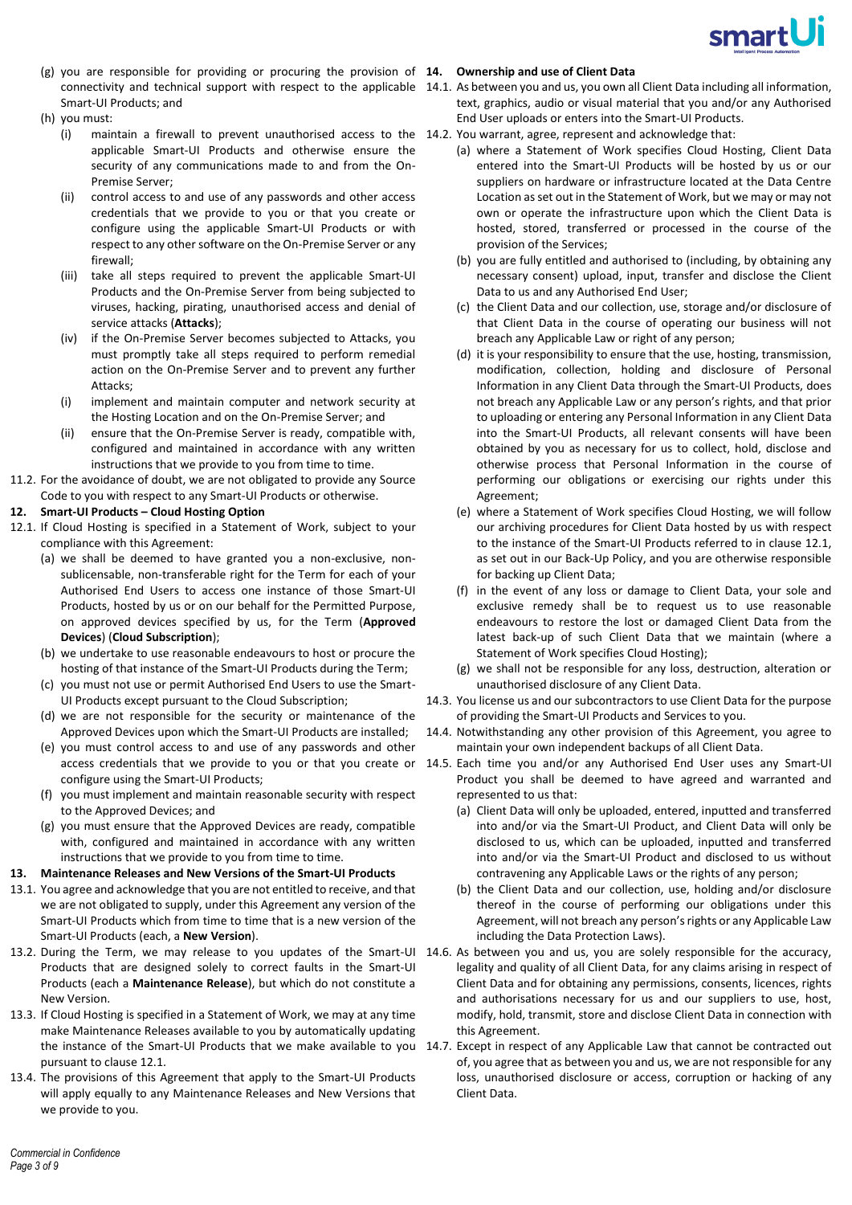(g) you are responsible for providing or procuring the provision of connectivity and technical support with respect to the applicable Smart-UI Products; and

(h) you must:

(i) maintain a firewall to prevent unauthorised access to the applicable Smart-UI Products and otherwise ensure the security of any communications made to and from the On-Premise Server;

(ii) control access to and use of any passwords and other access credentials that we provide to you or that you create or configure using the applicable Smart-UI Products or with respect to any other software on the On-Premise Server or any firewall;

(iii) take all steps required to prevent the applicable Smart-UI Products and the On-Premise Server from being subjected to viruses, hacking, pirating, unauthorised access and denial of service attacks (**Attacks**);

(iv) if the On-Premise Server becomes subjected to Attacks, you must promptly take all steps required to perform remedial action on the On-Premise Server and to prevent any further Attacks;

(i) implement and maintain computer and network security at the Hosting Location and on the On-Premise Server; and

(ii) ensure that the On-Premise Server is ready, compatible with, configured and maintained in accordance with any written instructions that we provide to you from time to time.

11.2. For the avoidance of doubt, we are not obligated to provide any Source Code to you with respect to any Smart-UI Products or otherwise.

**12. Smart-UI Products – Cloud Hosting Option**

12.1. If Cloud Hosting is specified in a Statement of Work, subject to your compliance with this Agreement:

(a) we shall be deemed to have granted you a non-exclusive, non-sublicensable, non-transferable right for the Term for each of your Authorised End Users to access one instance of those Smart-UI Products, hosted by us or on our behalf for the Permitted Purpose, on approved devices specified by us, for the Term (**Approved Devices**) (**Cloud Subscription**);

(b) we undertake to use reasonable endeavours to host or procure the hosting of that instance of the Smart-UI Products during the Term;

(c) you must not use or permit Authorised End Users to use the Smart-UI Products except pursuant to the Cloud Subscription;

(d) we are not responsible for the security or maintenance of the Approved Devices upon which the Smart-UI Products are installed;

(e) you must control access to and use of any passwords and other access credentials that we provide to you or that you create or configure using the Smart-UI Products;

(f) you must implement and maintain reasonable security with respect to the Approved Devices; and

(g) you must ensure that the Approved Devices are ready, compatible with, configured and maintained in accordance with any written instructions that we provide to you from time to time.

**13. Maintenance Releases and New Versions of the Smart-UI Products**

13.1. You agree and acknowledge that you are not entitled to receive, and that we are not obligated to supply, under this Agreement any version of the Smart-UI Products which from time to time is a new version of the Smart-UI Products (each, a **New Version**).

13.2. During the Term, we may release to you updates of the Smart-UI Products that are designed solely to correct faults in the Smart-UI Products (each a **Maintenance Release**), but which do not constitute a New Version.

13.3. If Cloud Hosting is specified in a Statement of Work, we may at any time make Maintenance Releases available to you by automatically updating the instance of the Smart-UI Products that we make available to you pursuant to clause 12.1.

13.4. The provisions of this Agreement that apply to the Smart-UI Products will apply equally to any Maintenance Releases and New Versions that we provide to you.

**14. Ownership and use of Client Data**

14.1. As between you and us, you own all Client Data including all information, text, graphics, audio or visual material that you and/or any Authorised End User uploads or enters into the Smart-UI Products.

14.2. You warrant, agree, represent and acknowledge that:

(a) where a Statement of Work specifies Cloud Hosting, Client Data entered into the Smart-UI Products will be hosted by us or our suppliers on hardware or infrastructure located at the Data Centre Location as set out in the Statement of Work, but we may or may not own or operate the infrastructure upon which the Client Data is hosted, stored, transferred or processed in the course of the provision of the Services;

(b) you are fully entitled and authorised to (including, by obtaining any necessary consent) upload, input, transfer and disclose the Client Data to us and any Authorised End User;

(c) the Client Data and our collection, use, storage and/or disclosure of that Client Data in the course of operating our business will not breach any Applicable Law or right of any person;

(d) it is your responsibility to ensure that the use, hosting, transmission, modification, collection, holding and disclosure of Personal Information in any Client Data through the Smart-UI Products, does not breach any Applicable Law or any person's rights, and that prior to uploading or entering any Personal Information in any Client Data into the Smart-UI Products, all relevant consents will have been obtained by you as necessary for us to collect, hold, disclose and otherwise process that Personal Information in the course of performing our obligations or exercising our rights under this Agreement;

(e) where a Statement of Work specifies Cloud Hosting, we will follow our archiving procedures for Client Data hosted by us with respect to the instance of the Smart-UI Products referred to in clause 12.1, as set out in our Back-Up Policy, and you are otherwise responsible for backing up Client Data;

(f) in the event of any loss or damage to Client Data, your sole and exclusive remedy shall be to request us to use reasonable endeavours to restore the lost or damaged Client Data from the latest back-up of such Client Data that we maintain (where a Statement of Work specifies Cloud Hosting);

(g) we shall not be responsible for any loss, destruction, alteration or unauthorised disclosure of any Client Data.

14.3. You license us and our subcontractors to use Client Data for the purpose of providing the Smart-UI Products and Services to you.

14.4. Notwithstanding any other provision of this Agreement, you agree to maintain your own independent backups of all Client Data.

14.5. Each time you and/or any Authorised End User uses any Smart-UI Product you shall be deemed to have agreed and warranted and represented to us that:

(a) Client Data will only be uploaded, entered, inputted and transferred into and/or via the Smart-UI Product, and Client Data will only be disclosed to us, which can be uploaded, inputted and transferred into and/or via the Smart-UI Product and disclosed to us without contravening any Applicable Laws or the rights of any person;

(b) the Client Data and our collection, use, holding and/or disclosure thereof in the course of performing our obligations under this Agreement, will not breach any person's rights or any Applicable Law including the Data Protection Laws).

14.6. As between you and us, you are solely responsible for the accuracy, legality and quality of all Client Data, for any claims arising in respect of Client Data and for obtaining any permissions, consents, licences, rights and authorisations necessary for us and our suppliers to use, host, modify, hold, transmit, store and disclose Client Data in connection with this Agreement.

14.7. Except in respect of any Applicable Law that cannot be contracted out of, you agree that as between you and us, we are not responsible for any loss, unauthorised disclosure or access, corruption or hacking of any Client Data.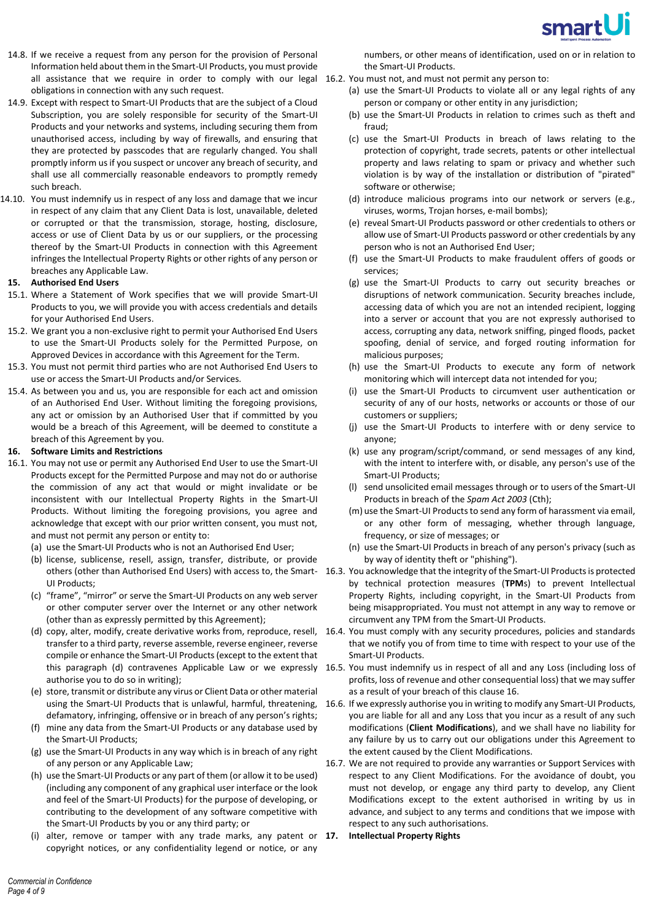14.8. If we receive a request from any person for the provision of Personal Information held about them in the Smart-UI Products, you must provide all assistance that we require in order to comply with our legal obligations in connection with any such request.

14.9. Except with respect to Smart-UI Products that are the subject of a Cloud Subscription, you are solely responsible for security of the Smart-UI Products and your networks and systems, including securing them from unauthorised access, including by way of firewalls, and ensuring that they are protected by passcodes that are regularly changed. You shall promptly inform us if you suspect or uncover any breach of security, and shall use all commercially reasonable endeavors to promptly remedy such breach.

14.10. You must indemnify us in respect of any loss and damage that we incur in respect of any claim that any Client Data is lost, unavailable, deleted or corrupted or that the transmission, storage, hosting, disclosure, access or use of Client Data by us or our suppliers, or the processing thereof by the Smart-UI Products in connection with this Agreement infringes the Intellectual Property Rights or other rights of any person or breaches any Applicable Law.

**15. Authorised End Users**

15.1. Where a Statement of Work specifies that we will provide Smart-UI Products to you, we will provide you with access credentials and details for your Authorised End Users.

15.2. We grant you a non-exclusive right to permit your Authorised End Users to use the Smart-UI Products solely for the Permitted Purpose, on Approved Devices in accordance with this Agreement for the Term.

15.3. You must not permit third parties who are not Authorised End Users to use or access the Smart-UI Products and/or Services.

15.4. As between you and us, you are responsible for each act and omission of an Authorised End User. Without limiting the foregoing provisions, any act or omission by an Authorised User that if committed by you would be a breach of this Agreement, will be deemed to constitute a breach of this Agreement by you.

**16. Software Limits and Restrictions**

16.1. You may not use or permit any Authorised End User to use the Smart-UI Products except for the Permitted Purpose and may not do or authorise the commission of any act that would or might invalidate or be inconsistent with our Intellectual Property Rights in the Smart-UI Products. Without limiting the foregoing provisions, you agree and acknowledge that except with our prior written consent, you must not, and must not permit any person or entity to:

(a) use the Smart-UI Products who is not an Authorised End User;

(b) license, sublicense, resell, assign, transfer, distribute, or provide others (other than Authorised End Users) with access to, the Smart-UI Products;

(c) "frame", "mirror" or serve the Smart-UI Products on any web server or other computer server over the Internet or any other network (other than as expressly permitted by this Agreement);

(d) copy, alter, modify, create derivative works from, reproduce, resell, transfer to a third party, reverse assemble, reverse engineer, reverse compile or enhance the Smart-UI Products (except to the extent that this paragraph (d) contravenes Applicable Law or we expressly authorise you to do so in writing);

(e) store, transmit or distribute any virus or Client Data or other material using the Smart-UI Products that is unlawful, harmful, threatening, defamatory, infringing, offensive or in breach of any person's rights;

(f) mine any data from the Smart-UI Products or any database used by the Smart-UI Products;

(g) use the Smart-UI Products in any way which is in breach of any right of any person or any Applicable Law;

(h) use the Smart-UI Products or any part of them (or allow it to be used) (including any component of any graphical user interface or the look and feel of the Smart-UI Products) for the purpose of developing, or contributing to the development of any software competitive with the Smart-UI Products by you or any third party; or

(i) alter, remove or tamper with any trade marks, any patent or copyright notices, or any confidentiality legend or notice, or any numbers, or other means of identification, used on or in relation to the Smart-UI Products.

16.2. You must not, and must not permit any person to:

(a) use the Smart-UI Products to violate all or any legal rights of any person or company or other entity in any jurisdiction;

(b) use the Smart-UI Products in relation to crimes such as theft and fraud;

(c) use the Smart-UI Products in breach of laws relating to the protection of copyright, trade secrets, patents or other intellectual property and laws relating to spam or privacy and whether such violation is by way of the installation or distribution of "pirated" software or otherwise;

(d) introduce malicious programs into our network or servers (e.g., viruses, worms, Trojan horses, e-mail bombs);

(e) reveal Smart-UI Products password or other credentials to others or allow use of Smart-UI Products password or other credentials by any person who is not an Authorised End User;

(f) use the Smart-UI Products to make fraudulent offers of goods or services;

(g) use the Smart-UI Products to carry out security breaches or disruptions of network communication. Security breaches include, accessing data of which you are not an intended recipient, logging into a server or account that you are not expressly authorised to access, corrupting any data, network sniffing, pinged floods, packet spoofing, denial of service, and forged routing information for malicious purposes;

(h) use the Smart-UI Products to execute any form of network monitoring which will intercept data not intended for you;

(i) use the Smart-UI Products to circumvent user authentication or security of any of our hosts, networks or accounts or those of our customers or suppliers;

(j) use the Smart-UI Products to interfere with or deny service to anyone;

(k) use any program/script/command, or send messages of any kind, with the intent to interfere with, or disable, any person's use of the Smart-UI Products;

(l) send unsolicited email messages through or to users of the Smart-UI Products in breach of the *Spam Act 2003* (Cth);

(m) use the Smart-UI Products to send any form of harassment via email, or any other form of messaging, whether through language, frequency, or size of messages; or

(n) use the Smart-UI Products in breach of any person's privacy (such as by way of identity theft or "phishing").

16.3. You acknowledge that the integrity of the Smart-UI Products is protected by technical protection measures (**TPM**s) to prevent Intellectual Property Rights, including copyright, in the Smart-UI Products from being misappropriated. You must not attempt in any way to remove or circumvent any TPM from the Smart-UI Products.

16.4. You must comply with any security procedures, policies and standards that we notify you of from time to time with respect to your use of the Smart-UI Products.

16.5. You must indemnify us in respect of all and any Loss (including loss of profits, loss of revenue and other consequential loss) that we may suffer as a result of your breach of this clause 16.

16.6. If we expressly authorise you in writing to modify any Smart-UI Products, you are liable for all and any Loss that you incur as a result of any such modifications (**Client Modifications**), and we shall have no liability for any failure by us to carry out our obligations under this Agreement to the extent caused by the Client Modifications.

16.7. We are not required to provide any warranties or Support Services with respect to any Client Modifications. For the avoidance of doubt, you must not develop, or engage any third party to develop, any Client Modifications except to the extent authorised in writing by us in advance, and subject to any terms and conditions that we impose with respect to any such authorisations.

**17. Intellectual Property Rights**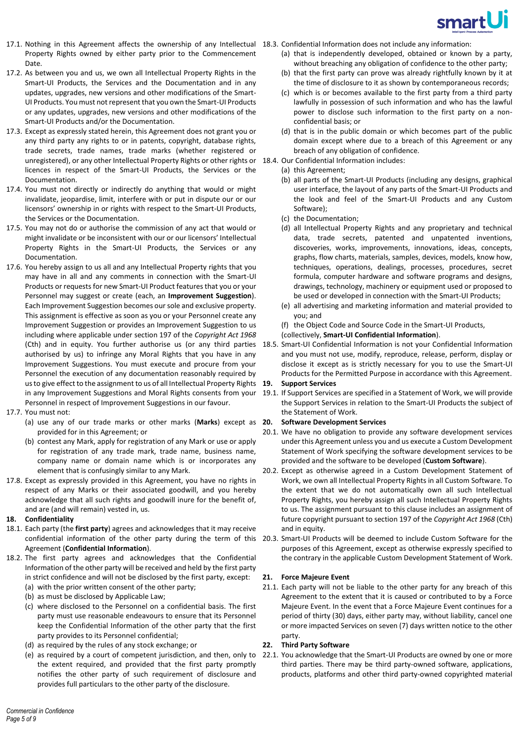17.1. Nothing in this Agreement affects the ownership of any Intellectual Property Rights owned by either party prior to the Commencement Date.

17.2. As between you and us, we own all Intellectual Property Rights in the Smart-UI Products, the Services and the Documentation and in any updates, upgrades, new versions and other modifications of the Smart-UI Products. You must not represent that you own the Smart-UI Products or any updates, upgrades, new versions and other modifications of the Smart-UI Products and/or the Documentation.

17.3. Except as expressly stated herein, this Agreement does not grant you or any third party any rights to or in patents, copyright, database rights, trade secrets, trade names, trade marks (whether registered or unregistered), or any other Intellectual Property Rights or other rights or licences in respect of the Smart-UI Products, the Services or the Documentation.

17.4. You must not directly or indirectly do anything that would or might invalidate, jeopardise, limit, interfere with or put in dispute our or our licensors' ownership in or rights with respect to the Smart-UI Products, the Services or the Documentation.

17.5. You may not do or authorise the commission of any act that would or might invalidate or be inconsistent with our or our licensors' Intellectual Property Rights in the Smart-UI Products, the Services or any Documentation.

17.6. You hereby assign to us all and any Intellectual Property rights that you may have in all and any comments in connection with the Smart-UI Products or requests for new Smart-UI Product features that you or your Personnel may suggest or create (each, an **Improvement Suggestion**). Each Improvement Suggestion becomes our sole and exclusive property. This assignment is effective as soon as you or your Personnel create any Improvement Suggestion or provides an Improvement Suggestion to us including where applicable under section 197 of the *Copyright Act 1968* (Cth) and in equity. You further authorise us (or any third parties authorised by us) to infringe any Moral Rights that you have in any Improvement Suggestions. You must execute and procure from your Personnel the execution of any documentation reasonably required by us to give effect to the assignment to us of all Intellectual Property Rights in any Improvement Suggestions and Moral Rights consents from your Personnel in respect of Improvement Suggestions in our favour.

17.7. You must not:

(a) use any of our trade marks or other marks (**Marks**) except as provided for in this Agreement; or

(b) contest any Mark, apply for registration of any Mark or use or apply for registration of any trade mark, trade name, business name, company name or domain name which is or incorporates any element that is confusingly similar to any Mark.

17.8. Except as expressly provided in this Agreement, you have no rights in respect of any Marks or their associated goodwill, and you hereby acknowledge that all such rights and goodwill inure for the benefit of, and are (and will remain) vested in, us.

## 18. Confidentiality

18.1. Each party (the **first party**) agrees and acknowledges that it may receive confidential information of the other party during the term of this Agreement (**Confidential Information**).

18.2. The first party agrees and acknowledges that the Confidential Information of the other party will be received and held by the first party in strict confidence and will not be disclosed by the first party, except:

(a) with the prior written consent of the other party;

(b) as must be disclosed by Applicable Law;

(c) where disclosed to the Personnel on a confidential basis. The first party must use reasonable endeavours to ensure that its Personnel keep the Confidential Information of the other party that the first party provides to its Personnel confidential;

(d) as required by the rules of any stock exchange; or

(e) as required by a court of competent jurisdiction, and then, only to the extent required, and provided that the first party promptly notifies the other party of such requirement of disclosure and provides full particulars to the other party of the disclosure.

18.3. Confidential Information does not include any information:

(a) that is independently developed, obtained or known by a party, without breaching any obligation of confidence to the other party;

(b) that the first party can prove was already rightfully known by it at the time of disclosure to it as shown by contemporaneous records;

(c) which is or becomes available to the first party from a third party lawfully in possession of such information and who has the lawful power to disclose such information to the first party on a non-confidential basis; or

(d) that is in the public domain or which becomes part of the public domain except where due to a breach of this Agreement or any breach of any obligation of confidence.

18.4. Our Confidential Information includes:

(a) this Agreement;

(b) all parts of the Smart-UI Products (including any designs, graphical user interface, the layout of any parts of the Smart-UI Products and the look and feel of the Smart-UI Products and any Custom Software);

(c) the Documentation;

(d) all Intellectual Property Rights and any proprietary and technical data, trade secrets, patented and unpatented inventions, discoveries, works, improvements, innovations, ideas, concepts, graphs, flow charts, materials, samples, devices, models, know how, techniques, operations, dealings, processes, procedures, secret formula, computer hardware and software programs and designs, drawings, technology, machinery or equipment used or proposed to be used or developed in connection with the Smart-UI Products;

(e) all advertising and marketing information and material provided to you; and

(f) the Object Code and Source Code in the Smart-UI Products,

(collectively, **Smart-UI Confidential Information**).

18.5. Smart-UI Confidential Information is not your Confidential Information and you must not use, modify, reproduce, release, perform, display or disclose it except as is strictly necessary for you to use the Smart-UI Products for the Permitted Purpose in accordance with this Agreement.

## 19. Support Services

19.1. If Support Services are specified in a Statement of Work, we will provide the Support Services in relation to the Smart-UI Products the subject of the Statement of Work.

## 20. Software Development Services

20.1. We have no obligation to provide any software development services under this Agreement unless you and us execute a Custom Development Statement of Work specifying the software development services to be provided and the software to be developed (**Custom Software**).

20.2. Except as otherwise agreed in a Custom Development Statement of Work, we own all Intellectual Property Rights in all Custom Software. To the extent that we do not automatically own all such Intellectual Property Rights, you hereby assign all such Intellectual Property Rights to us. The assignment pursuant to this clause includes an assignment of future copyright pursuant to section 197 of the *Copyright Act 1968* (Cth) and in equity.

20.3. Smart-UI Products will be deemed to include Custom Software for the purposes of this Agreement, except as otherwise expressly specified to the contrary in the applicable Custom Development Statement of Work.

## 21. Force Majeure Event

21.1. Each party will not be liable to the other party for any breach of this Agreement to the extent that it is caused or contributed to by a Force Majeure Event. In the event that a Force Majeure Event continues for a period of thirty (30) days, either party may, without liability, cancel one or more impacted Services on seven (7) days written notice to the other party.

## 22. Third Party Software

22.1. You acknowledge that the Smart-UI Products are owned by one or more third parties. There may be third party-owned software, applications, products, platforms and other third party-owned copyrighted material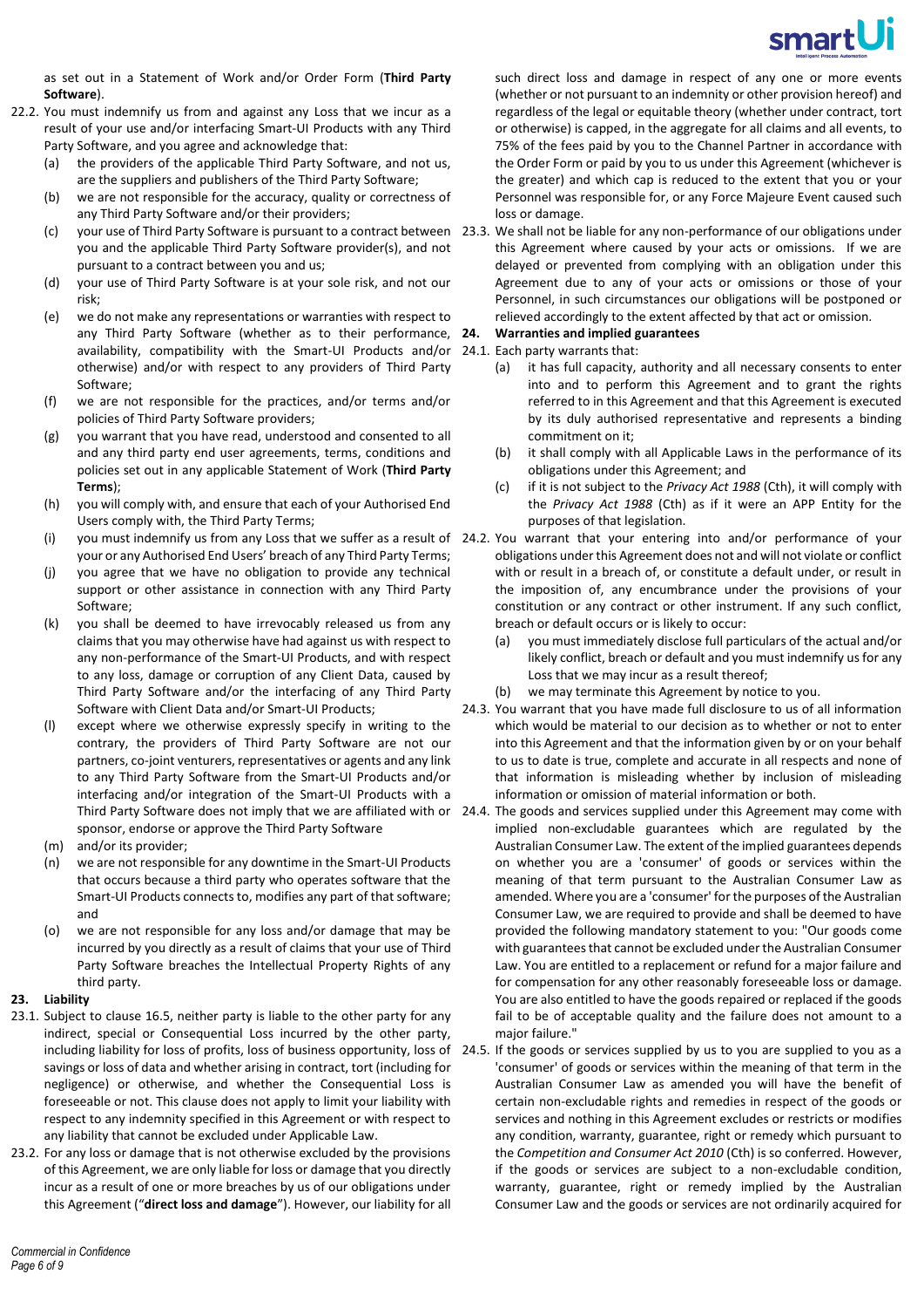as set out in a Statement of Work and/or Order Form (**Third Party Software**).

22.2. You must indemnify us from and against any Loss that we incur as a result of your use and/or interfacing Smart-UI Products with any Third Party Software, and you agree and acknowledge that:

(a) the providers of the applicable Third Party Software, and not us, are the suppliers and publishers of the Third Party Software;

(b) we are not responsible for the accuracy, quality or correctness of any Third Party Software and/or their providers;

(c) your use of Third Party Software is pursuant to a contract between you and the applicable Third Party Software provider(s), and not pursuant to a contract between you and us;

(d) your use of Third Party Software is at your sole risk, and not our risk;

(e) we do not make any representations or warranties with respect to any Third Party Software (whether as to their performance, availability, compatibility with the Smart-UI Products and/or otherwise) and/or with respect to any providers of Third Party Software;

(f) we are not responsible for the practices, and/or terms and/or policies of Third Party Software providers;

(g) you warrant that you have read, understood and consented to all and any third party end user agreements, terms, conditions and policies set out in any applicable Statement of Work (**Third Party Terms**);

(h) you will comply with, and ensure that each of your Authorised End Users comply with, the Third Party Terms;

(i) you must indemnify us from any Loss that we suffer as a result of your or any Authorised End Users' breach of any Third Party Terms;

(j) you agree that we have no obligation to provide any technical support or other assistance in connection with any Third Party Software;

(k) you shall be deemed to have irrevocably released us from any claims that you may otherwise have had against us with respect to any non-performance of the Smart-UI Products, and with respect to any loss, damage or corruption of any Client Data, caused by Third Party Software and/or the interfacing of any Third Party Software with Client Data and/or Smart-UI Products;

(l) except where we otherwise expressly specify in writing to the contrary, the providers of Third Party Software are not our partners, co-joint venturers, representatives or agents and any link to any Third Party Software from the Smart-UI Products and/or interfacing and/or integration of the Smart-UI Products with a Third Party Software does not imply that we are affiliated with or sponsor, endorse or approve the Third Party Software

(m) and/or its provider;

(n) we are not responsible for any downtime in the Smart-UI Products that occurs because a third party who operates software that the Smart-UI Products connects to, modifies any part of that software; and

(o) we are not responsible for any loss and/or damage that may be incurred by you directly as a result of claims that your use of Third Party Software breaches the Intellectual Property Rights of any third party.

## 23. Liability

23.1. Subject to clause 16.5, neither party is liable to the other party for any indirect, special or Consequential Loss incurred by the other party, including liability for loss of profits, loss of business opportunity, loss of savings or loss of data and whether arising in contract, tort (including for negligence) or otherwise, and whether the Consequential Loss is foreseeable or not. This clause does not apply to limit your liability with respect to any indemnity specified in this Agreement or with respect to any liability that cannot be excluded under Applicable Law.

23.2. For any loss or damage that is not otherwise excluded by the provisions of this Agreement, we are only liable for loss or damage that you directly incur as a result of one or more breaches by us of our obligations under this Agreement ("**direct loss and damage**"). However, our liability for all such direct loss and damage in respect of any one or more events (whether or not pursuant to an indemnity or other provision hereof) and regardless of the legal or equitable theory (whether under contract, tort or otherwise) is capped, in the aggregate for all claims and all events, to 75% of the fees paid by you to the Channel Partner in accordance with the Order Form or paid by you to us under this Agreement (whichever is the greater) and which cap is reduced to the extent that you or your Personnel was responsible for, or any Force Majeure Event caused such loss or damage.

23.3. We shall not be liable for any non-performance of our obligations under this Agreement where caused by your acts or omissions. If we are delayed or prevented from complying with an obligation under this Agreement due to any of your acts or omissions or those of your Personnel, in such circumstances our obligations will be postponed or relieved accordingly to the extent affected by that act or omission.

## 24. Warranties and implied guarantees

24.1. Each party warrants that:

(a) it has full capacity, authority and all necessary consents to enter into and to perform this Agreement and to grant the rights referred to in this Agreement and that this Agreement is executed by its duly authorised representative and represents a binding commitment on it;

(b) it shall comply with all Applicable Laws in the performance of its obligations under this Agreement; and

(c) if it is not subject to the *Privacy Act 1988* (Cth), it will comply with the *Privacy Act 1988* (Cth) as if it were an APP Entity for the purposes of that legislation.

24.2. You warrant that your entering into and/or performance of your obligations under this Agreement does not and will not violate or conflict with or result in a breach of, or constitute a default under, or result in the imposition of, any encumbrance under the provisions of your constitution or any contract or other instrument. If any such conflict, breach or default occurs or is likely to occur:

(a) you must immediately disclose full particulars of the actual and/or likely conflict, breach or default and you must indemnify us for any Loss that we may incur as a result thereof;

(b) we may terminate this Agreement by notice to you.

24.3. You warrant that you have made full disclosure to us of all information which would be material to our decision as to whether or not to enter into this Agreement and that the information given by or on your behalf to us to date is true, complete and accurate in all respects and none of that information is misleading whether by inclusion of misleading information or omission of material information or both.

24.4. The goods and services supplied under this Agreement may come with implied non-excludable guarantees which are regulated by the Australian Consumer Law. The extent of the implied guarantees depends on whether you are a 'consumer' of goods or services within the meaning of that term pursuant to the Australian Consumer Law as amended. Where you are a 'consumer' for the purposes of the Australian Consumer Law, we are required to provide and shall be deemed to have provided the following mandatory statement to you: "Our goods come with guarantees that cannot be excluded under the Australian Consumer Law. You are entitled to a replacement or refund for a major failure and for compensation for any other reasonably foreseeable loss or damage. You are also entitled to have the goods repaired or replaced if the goods fail to be of acceptable quality and the failure does not amount to a major failure."

24.5. If the goods or services supplied by us to you are supplied to you as a 'consumer' of goods or services within the meaning of that term in the Australian Consumer Law as amended you will have the benefit of certain non-excludable rights and remedies in respect of the goods or services and nothing in this Agreement excludes or restricts or modifies any condition, warranty, guarantee, right or remedy which pursuant to the *Competition and Consumer Act 2010* (Cth) is so conferred. However, if the goods or services are subject to a non-excludable condition, warranty, guarantee, right or remedy implied by the Australian Consumer Law and the goods or services are not ordinarily acquired for

*Commercial in Confidence*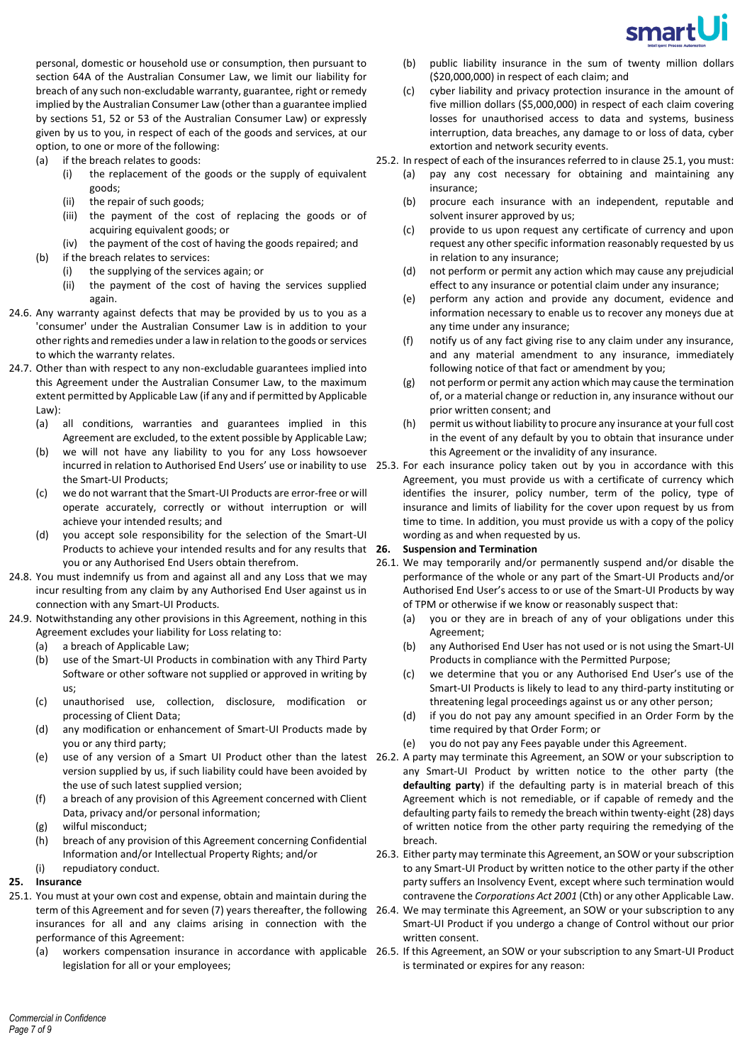personal, domestic or household use or consumption, then pursuant to section 64A of the Australian Consumer Law, we limit our liability for breach of any such non-excludable warranty, guarantee, right or remedy implied by the Australian Consumer Law (other than a guarantee implied by sections 51, 52 or 53 of the Australian Consumer Law) or expressly given by us to you, in respect of each of the goods and services, at our option, to one or more of the following:

- (a) if the breach relates to goods:
  - (i) the replacement of the goods or the supply of equivalent goods;
  - (ii) the repair of such goods;
  - (iii) the payment of the cost of replacing the goods or of acquiring equivalent goods; or
  - (iv) the payment of the cost of having the goods repaired; and
- (b) if the breach relates to services:
  - (i) the supplying of the services again; or
  - (ii) the payment of the cost of having the services supplied again.

24.6. Any warranty against defects that may be provided by us to you as a 'consumer' under the Australian Consumer Law is in addition to your other rights and remedies under a law in relation to the goods or services to which the warranty relates.

24.7. Other than with respect to any non-excludable guarantees implied into this Agreement under the Australian Consumer Law, to the maximum extent permitted by Applicable Law (if any and if permitted by Applicable Law):

- (a) all conditions, warranties and guarantees implied in this Agreement are excluded, to the extent possible by Applicable Law;
- (b) we will not have any liability to you for any Loss howsoever incurred in relation to Authorised End Users' use or inability to use the Smart-UI Products;
- (c) we do not warrant that the Smart-UI Products are error-free or will operate accurately, correctly or without interruption or will achieve your intended results; and
- (d) you accept sole responsibility for the selection of the Smart-UI Products to achieve your intended results and for any results that you or any Authorised End Users obtain therefrom.

24.8. You must indemnify us from and against all and any Loss that we may incur resulting from any claim by any Authorised End User against us in connection with any Smart-UI Products.

24.9. Notwithstanding any other provisions in this Agreement, nothing in this Agreement excludes your liability for Loss relating to:

- (a) a breach of Applicable Law;
- (b) use of the Smart-UI Products in combination with any Third Party Software or other software not supplied or approved in writing by us;
- (c) unauthorised use, collection, disclosure, modification or processing of Client Data;
- (d) any modification or enhancement of Smart-UI Products made by you or any third party;
- (e) use of any version of a Smart UI Product other than the latest version supplied by us, if such liability could have been avoided by the use of such latest supplied version;
- (f) a breach of any provision of this Agreement concerned with Client Data, privacy and/or personal information;
- (g) wilful misconduct;
- (h) breach of any provision of this Agreement concerning Confidential Information and/or Intellectual Property Rights; and/or
- (i) repudiatory conduct.

## 25. Insurance

25.1. You must at your own cost and expense, obtain and maintain during the term of this Agreement and for seven (7) years thereafter, the following insurances for all and any claims arising in connection with the performance of this Agreement:

- (a) workers compensation insurance in accordance with applicable legislation for all or your employees;
- (b) public liability insurance in the sum of twenty million dollars ($20,000,000) in respect of each claim; and
- (c) cyber liability and privacy protection insurance in the amount of five million dollars ($5,000,000) in respect of each claim covering losses for unauthorised access to data and systems, business interruption, data breaches, any damage to or loss of data, cyber extortion and network security events.

25.2. In respect of each of the insurances referred to in clause 25.1, you must:

- (a) pay any cost necessary for obtaining and maintaining any insurance;
- (b) procure each insurance with an independent, reputable and solvent insurer approved by us;
- (c) provide to us upon request any certificate of currency and upon request any other specific information reasonably requested by us in relation to any insurance;
- (d) not perform or permit any action which may cause any prejudicial effect to any insurance or potential claim under any insurance;
- (e) perform any action and provide any document, evidence and information necessary to enable us to recover any moneys due at any time under any insurance;
- (f) notify us of any fact giving rise to any claim under any insurance, and any material amendment to any insurance, immediately following notice of that fact or amendment by you;
- (g) not perform or permit any action which may cause the termination of, or a material change or reduction in, any insurance without our prior written consent; and
- (h) permit us without liability to procure any insurance at your full cost in the event of any default by you to obtain that insurance under this Agreement or the invalidity of any insurance.

25.3. For each insurance policy taken out by you in accordance with this Agreement, you must provide us with a certificate of currency which identifies the insurer, policy number, term of the policy, type of insurance and limits of liability for the cover upon request by us from time to time. In addition, you must provide us with a copy of the policy wording as and when requested by us.

## 26. Suspension and Termination

26.1. We may temporarily and/or permanently suspend and/or disable the performance of the whole or any part of the Smart-UI Products and/or Authorised End User's access to or use of the Smart-UI Products by way of TPM or otherwise if we know or reasonably suspect that:

- (a) you or they are in breach of any of your obligations under this Agreement;
- (b) any Authorised End User has not used or is not using the Smart-UI Products in compliance with the Permitted Purpose;
- (c) we determine that you or any Authorised End User's use of the Smart-UI Products is likely to lead to any third-party instituting or threatening legal proceedings against us or any other person;
- (d) if you do not pay any amount specified in an Order Form by the time required by that Order Form; or
- (e) you do not pay any Fees payable under this Agreement.

26.2. A party may terminate this Agreement, an SOW or your subscription to any Smart-UI Product by written notice to the other party (the **defaulting party**) if the defaulting party is in material breach of this Agreement which is not remediable, or if capable of remedy and the defaulting party fails to remedy the breach within twenty-eight (28) days of written notice from the other party requiring the remedying of the breach.

26.3. Either party may terminate this Agreement, an SOW or your subscription to any Smart-UI Product by written notice to the other party if the other party suffers an Insolvency Event, except where such termination would contravene the *Corporations Act 2001* (Cth) or any other Applicable Law.

26.4. We may terminate this Agreement, an SOW or your subscription to any Smart-UI Product if you undergo a change of Control without our prior written consent.

26.5. If this Agreement, an SOW or your subscription to any Smart-UI Product is terminated or expires for any reason: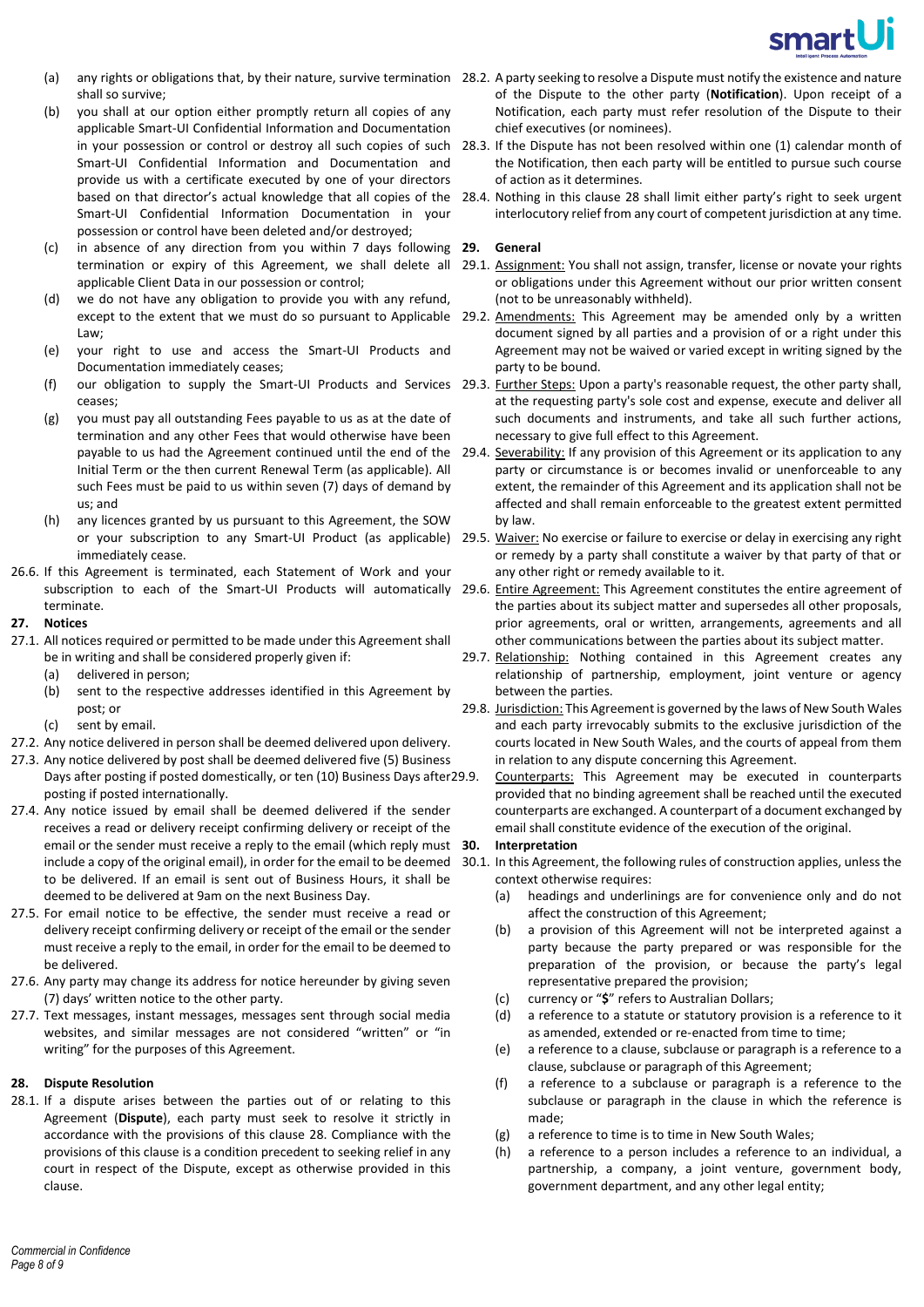(a) any rights or obligations that, by their nature, survive termination shall so survive;

(b) you shall at our option either promptly return all copies of any applicable Smart-UI Confidential Information and Documentation in your possession or control or destroy all such copies of such Smart-UI Confidential Information and Documentation and provide us with a certificate executed by one of your directors based on that director's actual knowledge that all copies of the Smart-UI Confidential Information Documentation in your possession or control have been deleted and/or destroyed;

(c) in absence of any direction from you within 7 days following termination or expiry of this Agreement, we shall delete all applicable Client Data in our possession or control;

(d) we do not have any obligation to provide you with any refund, except to the extent that we must do so pursuant to Applicable Law;

(e) your right to use and access the Smart-UI Products and Documentation immediately ceases;

(f) our obligation to supply the Smart-UI Products and Services ceases;

(g) you must pay all outstanding Fees payable to us as at the date of termination and any other Fees that would otherwise have been payable to us had the Agreement continued until the end of the Initial Term or the then current Renewal Term (as applicable). All such Fees must be paid to us within seven (7) days of demand by us; and

(h) any licences granted by us pursuant to this Agreement, the SOW or your subscription to any Smart-UI Product (as applicable) immediately cease.

26.6. If this Agreement is terminated, each Statement of Work and your subscription to each of the Smart-UI Products will automatically terminate.

**27. Notices**

27.1. All notices required or permitted to be made under this Agreement shall be in writing and shall be considered properly given if:

(a) delivered in person;

(b) sent to the respective addresses identified in this Agreement by post; or

(c) sent by email.

27.2. Any notice delivered in person shall be deemed delivered upon delivery.

27.3. Any notice delivered by post shall be deemed delivered five (5) Business Days after posting if posted domestically, or ten (10) Business Days after posting if posted internationally.

27.4. Any notice issued by email shall be deemed delivered if the sender receives a read or delivery receipt confirming delivery or receipt of the email or the sender must receive a reply to the email (which reply must include a copy of the original email), in order for the email to be deemed to be delivered. If an email is sent out of Business Hours, it shall be deemed to be delivered at 9am on the next Business Day.

27.5. For email notice to be effective, the sender must receive a read or delivery receipt confirming delivery or receipt of the email or the sender must receive a reply to the email, in order for the email to be deemed to be delivered.

27.6. Any party may change its address for notice hereunder by giving seven (7) days' written notice to the other party.

27.7. Text messages, instant messages, messages sent through social media websites, and similar messages are not considered "written" or "in writing" for the purposes of this Agreement.

**28. Dispute Resolution**

28.1. If a dispute arises between the parties out of or relating to this Agreement (**Dispute**), each party must seek to resolve it strictly in accordance with the provisions of this clause 28. Compliance with the provisions of this clause is a condition precedent to seeking relief in any court in respect of the Dispute, except as otherwise provided in this clause.

28.2. A party seeking to resolve a Dispute must notify the existence and nature of the Dispute to the other party (**Notification**). Upon receipt of a Notification, each party must refer resolution of the Dispute to their chief executives (or nominees).

28.3. If the Dispute has not been resolved within one (1) calendar month of the Notification, then each party will be entitled to pursue such course of action as it determines.

28.4. Nothing in this clause 28 shall limit either party's right to seek urgent interlocutory relief from any court of competent jurisdiction at any time.

**29. General**

29.1. Assignment: You shall not assign, transfer, license or novate your rights or obligations under this Agreement without our prior written consent (not to be unreasonably withheld).

29.2. Amendments: This Agreement may be amended only by a written document signed by all parties and a provision of or a right under this Agreement may not be waived or varied except in writing signed by the party to be bound.

29.3. Further Steps: Upon a party's reasonable request, the other party shall, at the requesting party's sole cost and expense, execute and deliver all such documents and instruments, and take all such further actions, necessary to give full effect to this Agreement.

29.4. Severability: If any provision of this Agreement or its application to any party or circumstance is or becomes invalid or unenforceable to any extent, the remainder of this Agreement and its application shall not be affected and shall remain enforceable to the greatest extent permitted by law.

29.5. Waiver: No exercise or failure to exercise or delay in exercising any right or remedy by a party shall constitute a waiver by that party of that or any other right or remedy available to it.

29.6. Entire Agreement: This Agreement constitutes the entire agreement of the parties about its subject matter and supersedes all other proposals, prior agreements, oral or written, arrangements, agreements and all other communications between the parties about its subject matter.

29.7. Relationship: Nothing contained in this Agreement creates any relationship of partnership, employment, joint venture or agency between the parties.

29.8. Jurisdiction: This Agreement is governed by the laws of New South Wales and each party irrevocably submits to the exclusive jurisdiction of the courts located in New South Wales, and the courts of appeal from them in relation to any dispute concerning this Agreement.

29.9. Counterparts: This Agreement may be executed in counterparts provided that no binding agreement shall be reached until the executed counterparts are exchanged. A counterpart of a document exchanged by email shall constitute evidence of the execution of the original.

**30. Interpretation**

30.1. In this Agreement, the following rules of construction applies, unless the context otherwise requires:

(a) headings and underlinings are for convenience only and do not affect the construction of this Agreement;

(b) a provision of this Agreement will not be interpreted against a party because the party prepared or was responsible for the preparation of the provision, or because the party's legal representative prepared the provision;

(c) currency or "**$**" refers to Australian Dollars;

(d) a reference to a statute or statutory provision is a reference to it as amended, extended or re-enacted from time to time;

(e) a reference to a clause, subclause or paragraph is a reference to a clause, subclause or paragraph of this Agreement;

(f) a reference to a subclause or paragraph is a reference to the subclause or paragraph in the clause in which the reference is made;

(g) a reference to time is to time in New South Wales;

(h) a reference to a person includes a reference to an individual, a partnership, a company, a joint venture, government body, government department, and any other legal entity;

*Commercial in Confidence*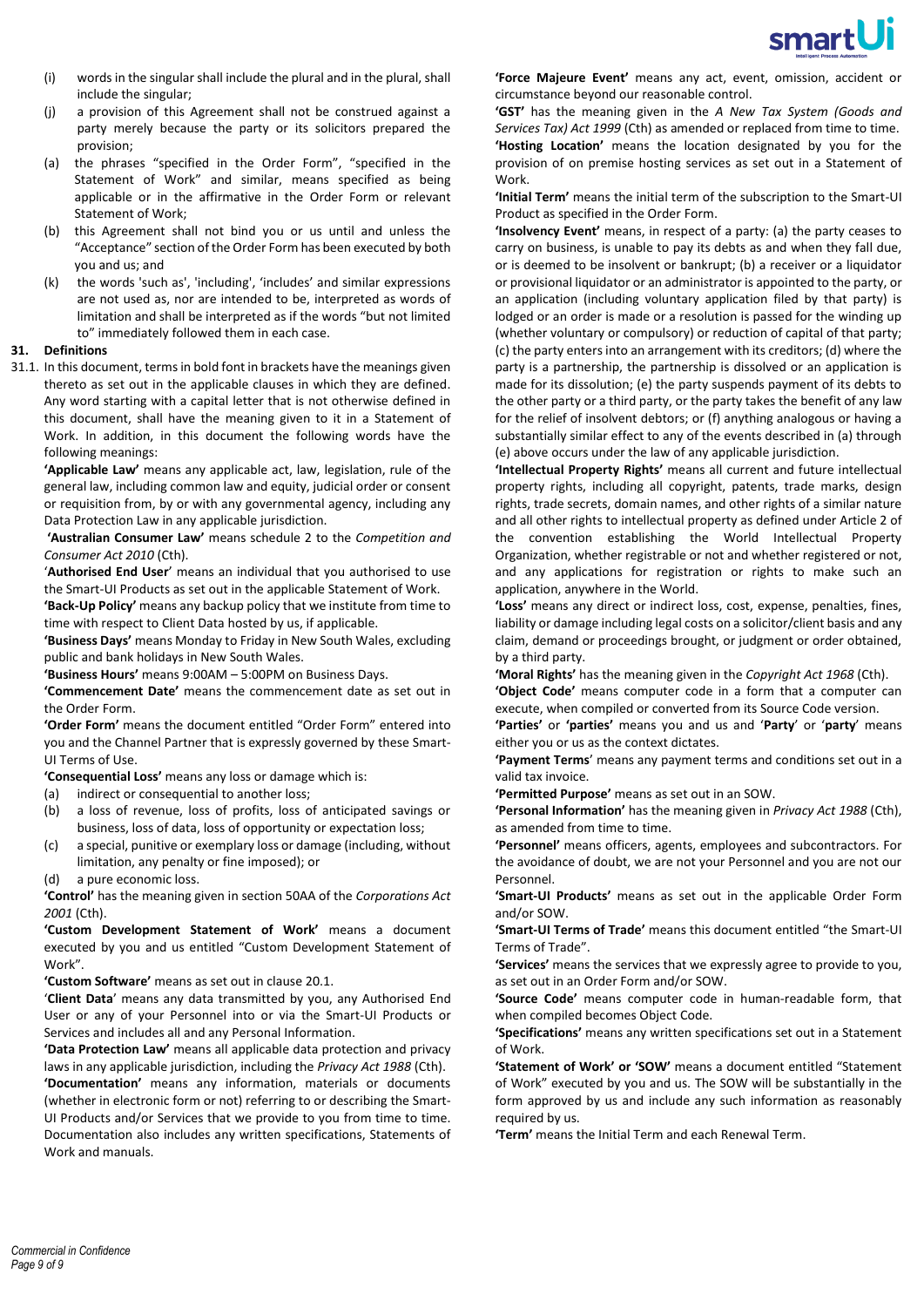(i) words in the singular shall include the plural and in the plural, shall include the singular;

(j) a provision of this Agreement shall not be construed against a party merely because the party or its solicitors prepared the provision;

(a) the phrases "specified in the Order Form", "specified in the Statement of Work" and similar, means specified as being applicable or in the affirmative in the Order Form or relevant Statement of Work;

(b) this Agreement shall not bind you or us until and unless the "Acceptance" section of the Order Form has been executed by both you and us; and

(k) the words 'such as', 'including', 'includes' and similar expressions are not used as, nor are intended to be, interpreted as words of limitation and shall be interpreted as if the words "but not limited to" immediately followed them in each case.

## 31. Definitions

31.1. In this document, terms in bold font in brackets have the meanings given thereto as set out in the applicable clauses in which they are defined. Any word starting with a capital letter that is not otherwise defined in this document, shall have the meaning given to it in a Statement of Work. In addition, in this document the following words have the following meanings:

**'Applicable Law'** means any applicable act, law, legislation, rule of the general law, including common law and equity, judicial order or consent or requisition from, by or with any governmental agency, including any Data Protection Law in any applicable jurisdiction.

**'Australian Consumer Law'** means schedule 2 to the *Competition and Consumer Act 2010* (Cth).

'**Authorised End User**' means an individual that you authorised to use the Smart-UI Products as set out in the applicable Statement of Work.

**'Back-Up Policy'** means any backup policy that we institute from time to time with respect to Client Data hosted by us, if applicable.

**'Business Days'** means Monday to Friday in New South Wales, excluding public and bank holidays in New South Wales.

**'Business Hours'** means 9:00AM – 5:00PM on Business Days.

**'Commencement Date'** means the commencement date as set out in the Order Form.

**'Order Form'** means the document entitled "Order Form" entered into you and the Channel Partner that is expressly governed by these Smart-UI Terms of Use.

**'Consequential Loss'** means any loss or damage which is:

(a) indirect or consequential to another loss;

(b) a loss of revenue, loss of profits, loss of anticipated savings or business, loss of data, loss of opportunity or expectation loss;

(c) a special, punitive or exemplary loss or damage (including, without limitation, any penalty or fine imposed); or

(d) a pure economic loss.

**'Control'** has the meaning given in section 50AA of the *Corporations Act 2001* (Cth).

**'Custom Development Statement of Work'** means a document executed by you and us entitled "Custom Development Statement of Work".

**'Custom Software'** means as set out in clause 20.1.

'**Client Data**' means any data transmitted by you, any Authorised End User or any of your Personnel into or via the Smart-UI Products or Services and includes all and any Personal Information.

**'Data Protection Law'** means all applicable data protection and privacy laws in any applicable jurisdiction, including the *Privacy Act 1988* (Cth).

**'Documentation'** means any information, materials or documents (whether in electronic form or not) referring to or describing the Smart-UI Products and/or Services that we provide to you from time to time. Documentation also includes any written specifications, Statements of Work and manuals.

**'Force Majeure Event'** means any act, event, omission, accident or circumstance beyond our reasonable control.

**'GST'** has the meaning given in the *A New Tax System (Goods and Services Tax) Act 1999* (Cth) as amended or replaced from time to time.

**'Hosting Location'** means the location designated by you for the provision of on premise hosting services as set out in a Statement of Work.

**'Initial Term'** means the initial term of the subscription to the Smart-UI Product as specified in the Order Form.

**'Insolvency Event'** means, in respect of a party: (a) the party ceases to carry on business, is unable to pay its debts as and when they fall due, or is deemed to be insolvent or bankrupt; (b) a receiver or a liquidator or provisional liquidator or an administrator is appointed to the party, or an application (including voluntary application filed by that party) is lodged or an order is made or a resolution is passed for the winding up (whether voluntary or compulsory) or reduction of capital of that party; (c) the party enters into an arrangement with its creditors; (d) where the party is a partnership, the partnership is dissolved or an application is made for its dissolution; (e) the party suspends payment of its debts to the other party or a third party, or the party takes the benefit of any law for the relief of insolvent debtors; or (f) anything analogous or having a substantially similar effect to any of the events described in (a) through (e) above occurs under the law of any applicable jurisdiction.

**'Intellectual Property Rights'** means all current and future intellectual property rights, including all copyright, patents, trade marks, design rights, trade secrets, domain names, and other rights of a similar nature and all other rights to intellectual property as defined under Article 2 of the convention establishing the World Intellectual Property Organization, whether registrable or not and whether registered or not, and any applications for registration or rights to make such an application, anywhere in the World.

**'Loss'** means any direct or indirect loss, cost, expense, penalties, fines, liability or damage including legal costs on a solicitor/client basis and any claim, demand or proceedings brought, or judgment or order obtained, by a third party.

**'Moral Rights'** has the meaning given in the *Copyright Act 1968* (Cth).

**'Object Code'** means computer code in a form that a computer can execute, when compiled or converted from its Source Code version.

**'Parties'** or **'parties'** means you and us and '**Party**' or '**party**' means either you or us as the context dictates.

**'Payment Terms**' means any payment terms and conditions set out in a valid tax invoice.

**'Permitted Purpose'** means as set out in an SOW.

**'Personal Information'** has the meaning given in *Privacy Act 1988* (Cth), as amended from time to time.

**'Personnel'** means officers, agents, employees and subcontractors. For the avoidance of doubt, we are not your Personnel and you are not our Personnel.

**'Smart-UI Products'** means as set out in the applicable Order Form and/or SOW.

**'Smart-UI Terms of Trade'** means this document entitled "the Smart-UI Terms of Trade".

**'Services'** means the services that we expressly agree to provide to you, as set out in an Order Form and/or SOW.

**'Source Code'** means computer code in human-readable form, that when compiled becomes Object Code.

**'Specifications'** means any written specifications set out in a Statement of Work.

**'Statement of Work' or 'SOW'** means a document entitled "Statement of Work" executed by you and us. The SOW will be substantially in the form approved by us and include any such information as reasonably required by us.

**'Term'** means the Initial Term and each Renewal Term.